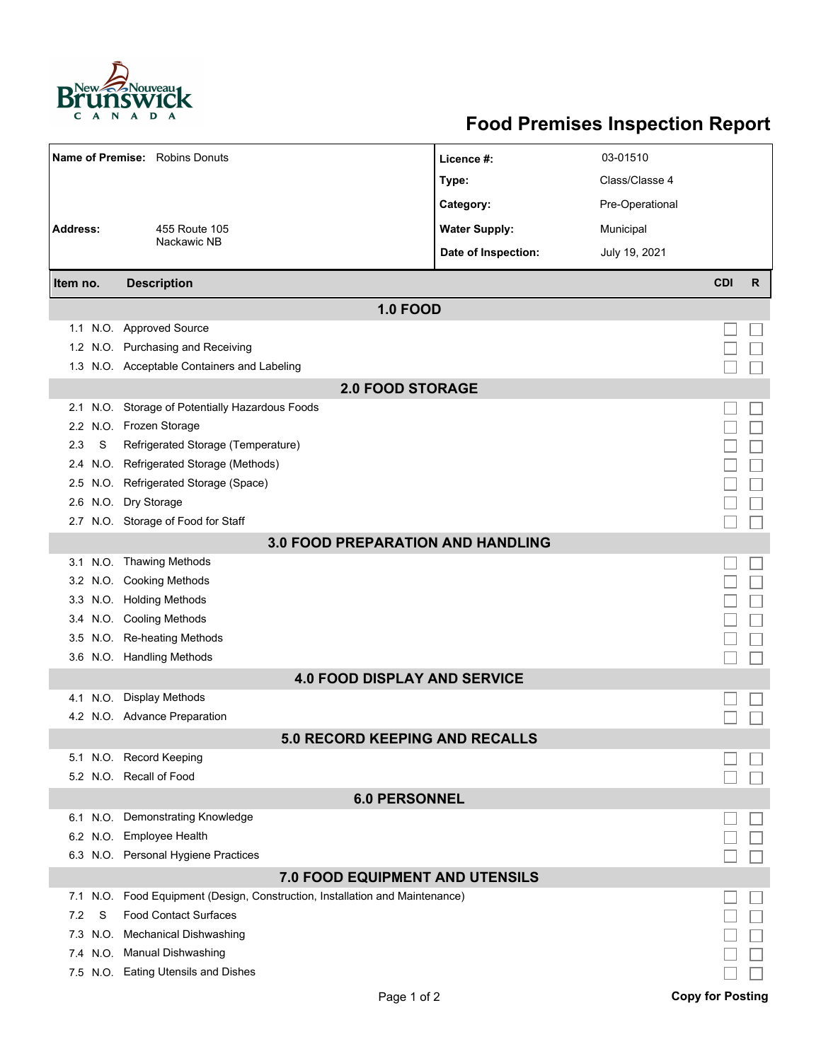# Food Premises Inspection Report

| | | | |
|---|---|---|---|
| **Name of Premise:** | Robins Donuts | **Licence #:** | 03-01510 |
| | | **Type:** | Class/Classe 4 |
| | | **Category:** | Pre-Operational |
| **Address:** | 455 Route 105<br>Nackawic NB | **Water Supply:** | Municipal |
| | | **Date of Inspection:** | July 19, 2021 |

| Item no. | | Description | CDI | R |
|---|---|---|---|---|
| **1.0 FOOD** | | | | |
| 1.1 | N.O. | Approved Source | ☐ | ☐ |
| 1.2 | N.O. | Purchasing and Receiving | ☐ | ☐ |
| 1.3 | N.O. | Acceptable Containers and Labeling | ☐ | ☐ |
| **2.0 FOOD STORAGE** | | | | |
| 2.1 | N.O. | Storage of Potentially Hazardous Foods | ☐ | ☐ |
| 2.2 | N.O. | Frozen Storage | ☐ | ☐ |
| 2.3 | S | Refrigerated Storage (Temperature) | ☐ | ☐ |
| 2.4 | N.O. | Refrigerated Storage (Methods) | ☐ | ☐ |
| 2.5 | N.O. | Refrigerated Storage (Space) | ☐ | ☐ |
| 2.6 | N.O. | Dry Storage | ☐ | ☐ |
| 2.7 | N.O. | Storage of Food for Staff | ☐ | ☐ |
| **3.0 FOOD PREPARATION AND HANDLING** | | | | |
| 3.1 | N.O. | Thawing Methods | ☐ | ☐ |
| 3.2 | N.O. | Cooking Methods | ☐ | ☐ |
| 3.3 | N.O. | Holding Methods | ☐ | ☐ |
| 3.4 | N.O. | Cooling Methods | ☐ | ☐ |
| 3.5 | N.O. | Re-heating Methods | ☐ | ☐ |
| 3.6 | N.O. | Handling Methods | ☐ | ☐ |
| **4.0 FOOD DISPLAY AND SERVICE** | | | | |
| 4.1 | N.O. | Display Methods | ☐ | ☐ |
| 4.2 | N.O. | Advance Preparation | ☐ | ☐ |
| **5.0 RECORD KEEPING AND RECALLS** | | | | |
| 5.1 | N.O. | Record Keeping | ☐ | ☐ |
| 5.2 | N.O. | Recall of Food | ☐ | ☐ |
| **6.0 PERSONNEL** | | | | |
| 6.1 | N.O. | Demonstrating Knowledge | ☐ | ☐ |
| 6.2 | N.O. | Employee Health | ☐ | ☐ |
| 6.3 | N.O. | Personal Hygiene Practices | ☐ | ☐ |
| **7.0 FOOD EQUIPMENT AND UTENSILS** | | | | |
| 7.1 | N.O. | Food Equipment (Design, Construction, Installation and Maintenance) | ☐ | ☐ |
| 7.2 | S | Food Contact Surfaces | ☐ | ☐ |
| 7.3 | N.O. | Mechanical Dishwashing | ☐ | ☐ |
| 7.4 | N.O. | Manual Dishwashing | ☐ | ☐ |
| 7.5 | N.O. | Eating Utensils and Dishes | ☐ | ☐ |

**Copy for Posting**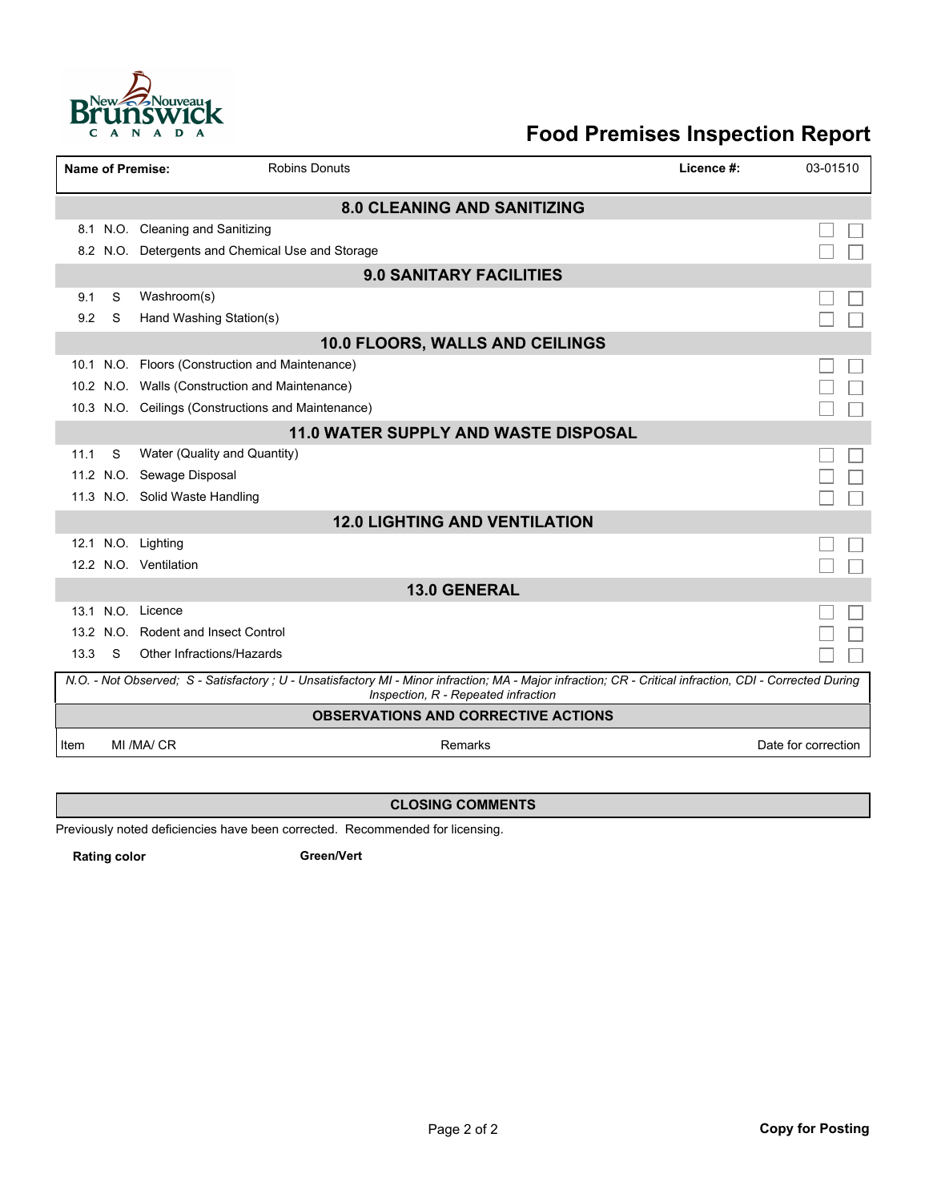# Food Premises Inspection Report

| **Name of Premise:** | Robins Donuts | **Licence #:** | 03-01510 |
|---|---|---|---|

## 8.0 CLEANING AND SANITIZING

| | | | | |
|---|---|---|---|---|
| 8.1 | N.O. | Cleaning and Sanitizing | ☐ | ☐ |
| 8.2 | N.O. | Detergents and Chemical Use and Storage | ☐ | ☐ |

## 9.0 SANITARY FACILITIES

| | | | | |
|---|---|---|---|---|
| 9.1 | S | Washroom(s) | ☐ | ☐ |
| 9.2 | S | Hand Washing Station(s) | ☐ | ☐ |

## 10.0 FLOORS, WALLS AND CEILINGS

| | | | | |
|---|---|---|---|---|
| 10.1 | N.O. | Floors (Construction and Maintenance) | ☐ | ☐ |
| 10.2 | N.O. | Walls (Construction and Maintenance) | ☐ | ☐ |
| 10.3 | N.O. | Ceilings (Constructions and Maintenance) | ☐ | ☐ |

## 11.0 WATER SUPPLY AND WASTE DISPOSAL

| | | | | |
|---|---|---|---|---|
| 11.1 | S | Water (Quality and Quantity) | ☐ | ☐ |
| 11.2 | N.O. | Sewage Disposal | ☐ | ☐ |
| 11.3 | N.O. | Solid Waste Handling | ☐ | ☐ |

## 12.0 LIGHTING AND VENTILATION

| | | | | |
|---|---|---|---|---|
| 12.1 | N.O. | Lighting | ☐ | ☐ |
| 12.2 | N.O. | Ventilation | ☐ | ☐ |

## 13.0 GENERAL

| | | | | |
|---|---|---|---|---|
| 13.1 | N.O. | Licence | ☐ | ☐ |
| 13.2 | N.O. | Rodent and Insect Control | ☐ | ☐ |
| 13.3 | S | Other Infractions/Hazards | ☐ | ☐ |

*N.O. - Not Observed; S - Satisfactory ; U - Unsatisfactory MI - Minor infraction; MA - Major infraction; CR - Critical infraction, CDI - Corrected During Inspection, R - Repeated infraction*

## OBSERVATIONS AND CORRECTIVE ACTIONS

| Item | MI /MA/ CR | Remarks | Date for correction |
|---|---|---|---|

## CLOSING COMMENTS

Previously noted deficiencies have been corrected. Recommended for licensing.

**Rating color** **Green/Vert**

**Copy for Posting**